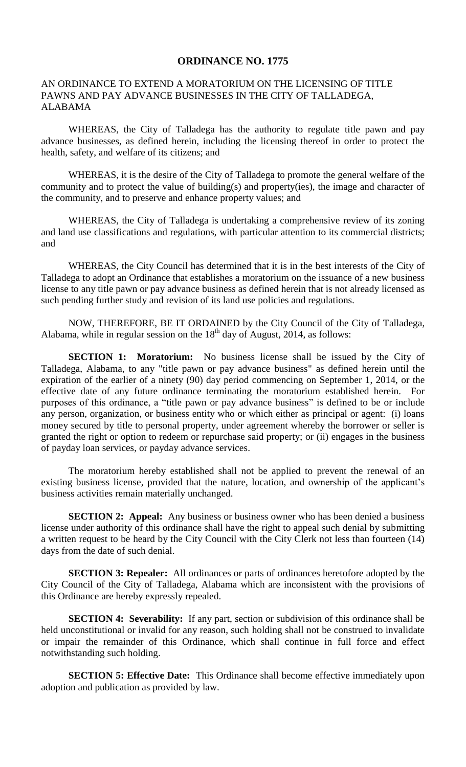# ORDINANCE NO. 1775

AN ORDINANCE TO EXTEND A MORATORIUM ON THE LICENSING OF TITLE PAWNS AND PAY ADVANCE BUSINESSES IN THE CITY OF TALLADEGA, ALABAMA

WHEREAS, the City of Talladega has the authority to regulate title pawn and pay advance businesses, as defined herein, including the licensing thereof in order to protect the health, safety, and welfare of its citizens; and

WHEREAS, it is the desire of the City of Talladega to promote the general welfare of the community and to protect the value of building(s) and property(ies), the image and character of the community, and to preserve and enhance property values; and

WHEREAS, the City of Talladega is undertaking a comprehensive review of its zoning and land use classifications and regulations, with particular attention to its commercial districts; and

WHEREAS, the City Council has determined that it is in the best interests of the City of Talladega to adopt an Ordinance that establishes a moratorium on the issuance of a new business license to any title pawn or pay advance business as defined herein that is not already licensed as such pending further study and revision of its land use policies and regulations.

NOW, THEREFORE, BE IT ORDAINED by the City Council of the City of Talladega, Alabama, while in regular session on the 18th day of August, 2014, as follows:

**SECTION 1: Moratorium:** No business license shall be issued by the City of Talladega, Alabama, to any "title pawn or pay advance business" as defined herein until the expiration of the earlier of a ninety (90) day period commencing on September 1, 2014, or the effective date of any future ordinance terminating the moratorium established herein. For purposes of this ordinance, a "title pawn or pay advance business" is defined to be or include any person, organization, or business entity who or which either as principal or agent: (i) loans money secured by title to personal property, under agreement whereby the borrower or seller is granted the right or option to redeem or repurchase said property; or (ii) engages in the business of payday loan services, or payday advance services.

The moratorium hereby established shall not be applied to prevent the renewal of an existing business license, provided that the nature, location, and ownership of the applicant's business activities remain materially unchanged.

**SECTION 2: Appeal:** Any business or business owner who has been denied a business license under authority of this ordinance shall have the right to appeal such denial by submitting a written request to be heard by the City Council with the City Clerk not less than fourteen (14) days from the date of such denial.

**SECTION 3: Repealer:** All ordinances or parts of ordinances heretofore adopted by the City Council of the City of Talladega, Alabama which are inconsistent with the provisions of this Ordinance are hereby expressly repealed.

**SECTION 4: Severability:** If any part, section or subdivision of this ordinance shall be held unconstitutional or invalid for any reason, such holding shall not be construed to invalidate or impair the remainder of this Ordinance, which shall continue in full force and effect notwithstanding such holding.

**SECTION 5: Effective Date:** This Ordinance shall become effective immediately upon adoption and publication as provided by law.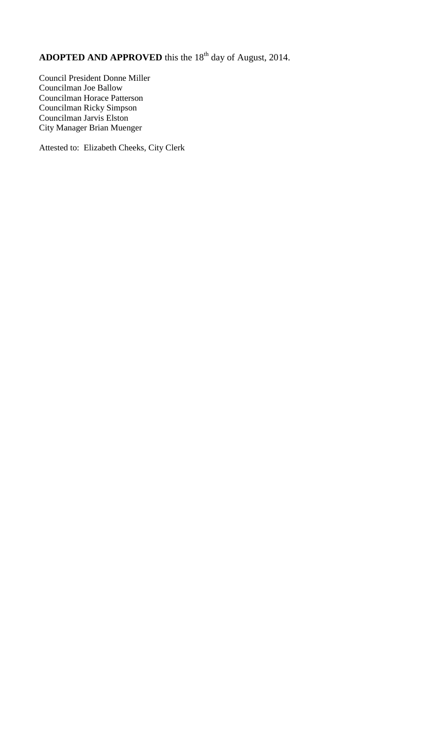**ADOPTED AND APPROVED** this the 18th day of August, 2014.

Council President Donne Miller
Councilman Joe Ballow
Councilman Horace Patterson
Councilman Ricky Simpson
Councilman Jarvis Elston
City Manager Brian Muenger

Attested to: Elizabeth Cheeks, City Clerk